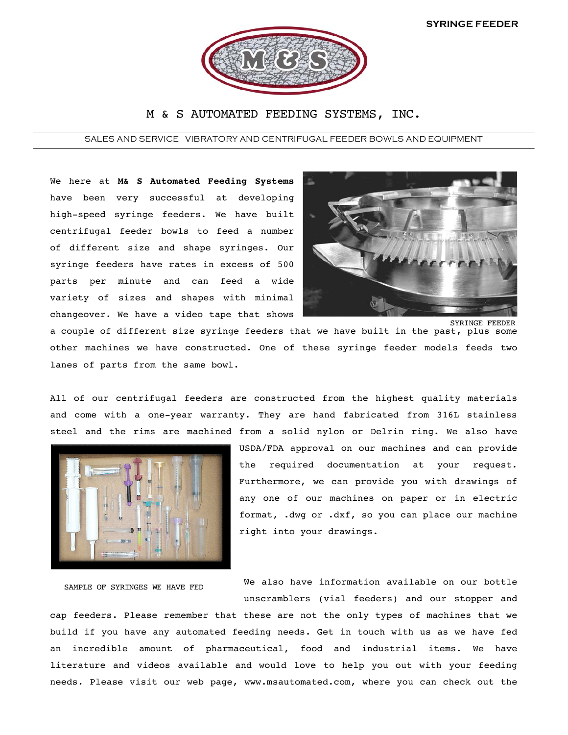# M & S AUTOMATED FEEDING SYSTEMS, INC.

SALES AND SERVICE VIBRATORY AND CENTRIFUGAL FEEDER BOWLS AND EQUIPMENT

We here at **M& S Automated Feeding Systems** have been very successful at developing high-speed syringe feeders. We have built centrifugal feeder bowls to feed a number of different size and shape syringes. Our syringe feeders have rates in excess of 500 parts per minute and can feed a wide variety of sizes and shapes with minimal changeover. We have a video tape that shows a couple of different size syringe feeders that we have built in the past, plus some other machines we have constructed. One of these syringe feeder models feeds two lanes of parts from the same bowl.

SYRINGE FEEDER

All of our centrifugal feeders are constructed from the highest quality materials and come with a one-year warranty. They are hand fabricated from 316L stainless steel and the rims are machined from a solid nylon or Delrin ring. We also have USDA/FDA approval on our machines and can provide the required documentation at your request. Furthermore, we can provide you with drawings of any one of our machines on paper or in electric format, .dwg or .dxf, so you can place our machine right into your drawings.

SAMPLE OF SYRINGES WE HAVE FED

We also have information available on our bottle unscramblers (vial feeders) and our stopper and cap feeders. Please remember that these are not the only types of machines that we build if you have any automated feeding needs. Get in touch with us as we have fed an incredible amount of pharmaceutical, food and industrial items. We have literature and videos available and would love to help you out with your feeding needs. Please visit our web page, www.msautomated.com, where you can check out the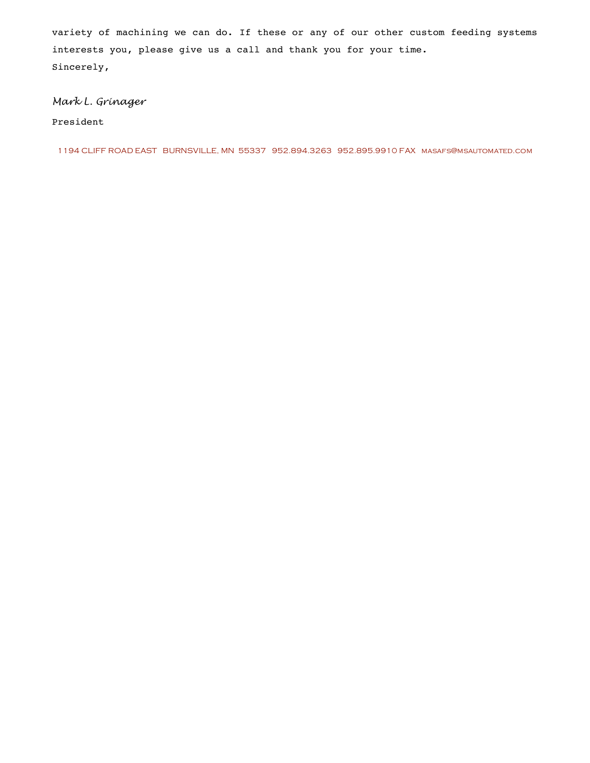variety of machining we can do. If these or any of our other custom feeding systems interests you, please give us a call and thank you for your time.

Sincerely,

*Mark L. Grinager*

President

1194 CLIFF ROAD EAST BURNSVILLE, MN 55337 952.894.3263 952.895.9910 FAX masafs@msautomated.com